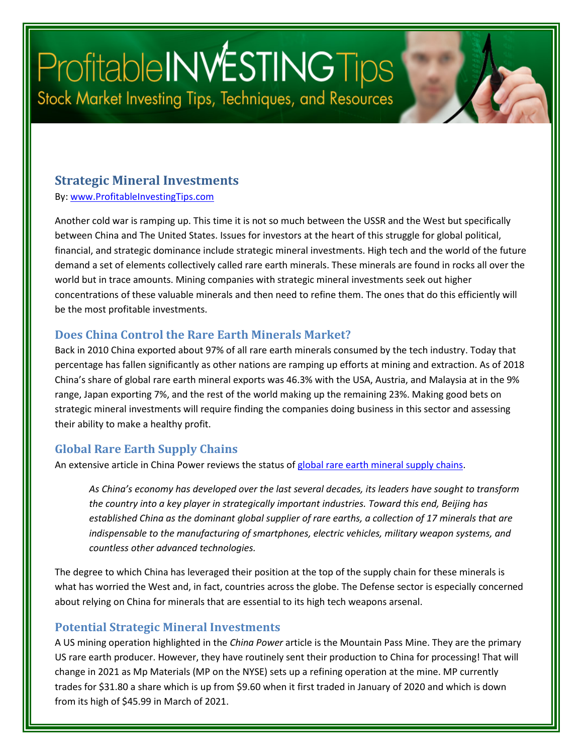# Strategic Mineral Investments

By: [www.ProfitableInvestingTips.com](http://www.ProfitableInvestingTips.com)

Another cold war is ramping up. This time it is not so much between the USSR and the West but specifically between China and The United States. Issues for investors at the heart of this struggle for global political, financial, and strategic dominance include strategic mineral investments. High tech and the world of the future demand a set of elements collectively called rare earth minerals. These minerals are found in rocks all over the world but in trace amounts. Mining companies with strategic mineral investments seek out higher concentrations of these valuable minerals and then need to refine them. The ones that do this efficiently will be the most profitable investments.

## Does China Control the Rare Earth Minerals Market?

Back in 2010 China exported about 97% of all rare earth minerals consumed by the tech industry. Today that percentage has fallen significantly as other nations are ramping up efforts at mining and extraction. As of 2018 China's share of global rare earth mineral exports was 46.3% with the USA, Austria, and Malaysia at in the 9% range, Japan exporting 7%, and the rest of the world making up the remaining 23%. Making good bets on strategic mineral investments will require finding the companies doing business in this sector and assessing their ability to make a healthy profit.

## Global Rare Earth Supply Chains

An extensive article in China Power reviews the status of global rare earth mineral supply chains.

> *As China's economy has developed over the last several decades, its leaders have sought to transform the country into a key player in strategically important industries. Toward this end, Beijing has established China as the dominant global supplier of rare earths, a collection of 17 minerals that are indispensable to the manufacturing of smartphones, electric vehicles, military weapon systems, and countless other advanced technologies.*

The degree to which China has leveraged their position at the top of the supply chain for these minerals is what has worried the West and, in fact, countries across the globe. The Defense sector is especially concerned about relying on China for minerals that are essential to its high tech weapons arsenal.

## Potential Strategic Mineral Investments

A US mining operation highlighted in the *China Power* article is the Mountain Pass Mine. They are the primary US rare earth producer. However, they have routinely sent their production to China for processing! That will change in 2021 as Mp Materials (MP on the NYSE) sets up a refining operation at the mine. MP currently trades for $31.80 a share which is up from $9.60 when it first traded in January of 2020 and which is down from its high of $45.99 in March of 2021.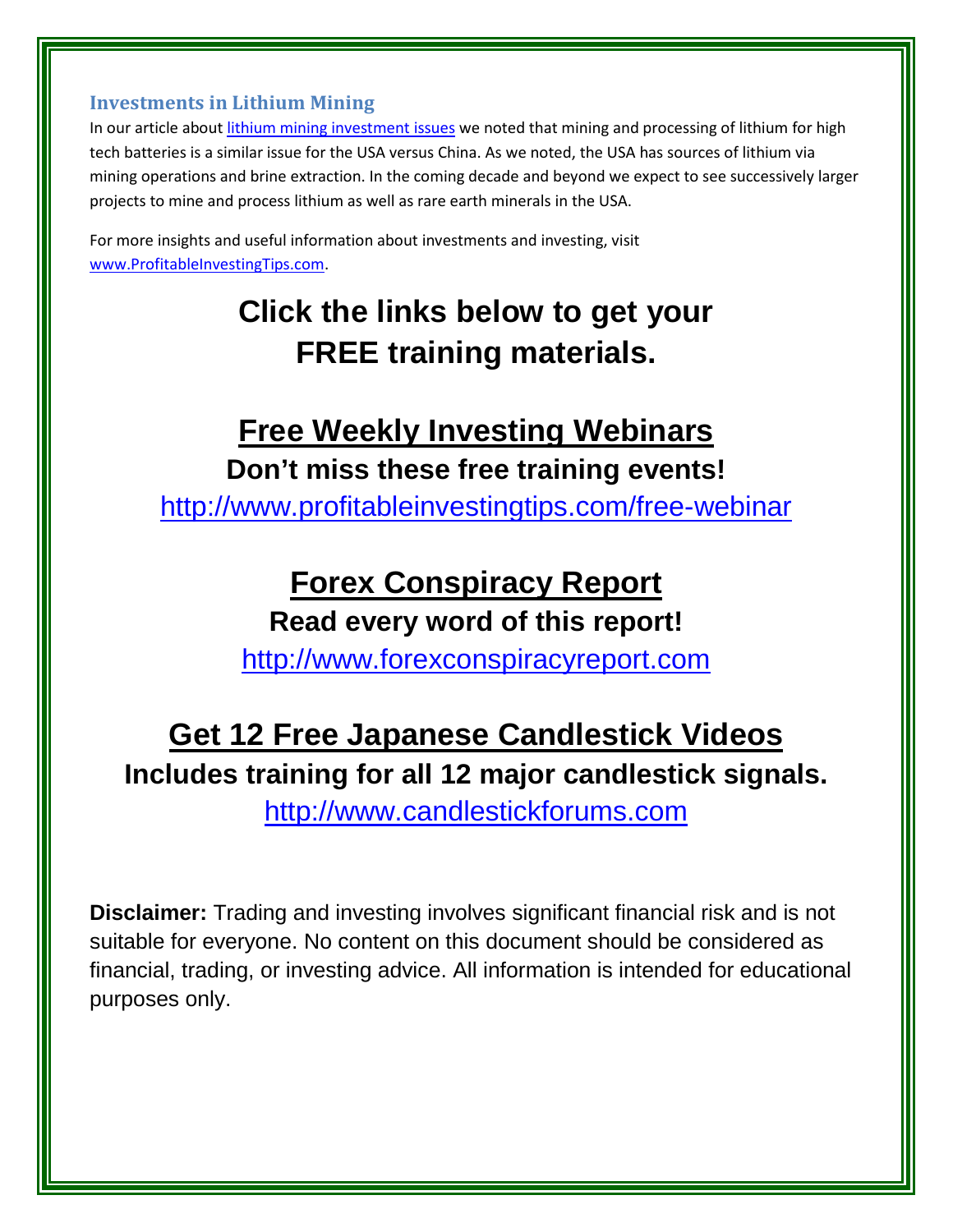### Investments in Lithium Mining

In our article about lithium mining investment issues we noted that mining and processing of lithium for high tech batteries is a similar issue for the USA versus China. As we noted, the USA has sources of lithium via mining operations and brine extraction. In the coming decade and beyond we expect to see successively larger projects to mine and process lithium as well as rare earth minerals in the USA.

For more insights and useful information about investments and investing, visit www.ProfitableInvestingTips.com.

# Click the links below to get your FREE training materials.

## Free Weekly Investing Webinars

**Don't miss these free training events!**

http://www.profitableinvestingtips.com/free-webinar

## Forex Conspiracy Report

**Read every word of this report!**

http://www.forexconspiracyreport.com

## Get 12 Free Japanese Candlestick Videos

**Includes training for all 12 major candlestick signals.**

http://www.candlestickforums.com

**Disclaimer:** Trading and investing involves significant financial risk and is not suitable for everyone. No content on this document should be considered as financial, trading, or investing advice. All information is intended for educational purposes only.